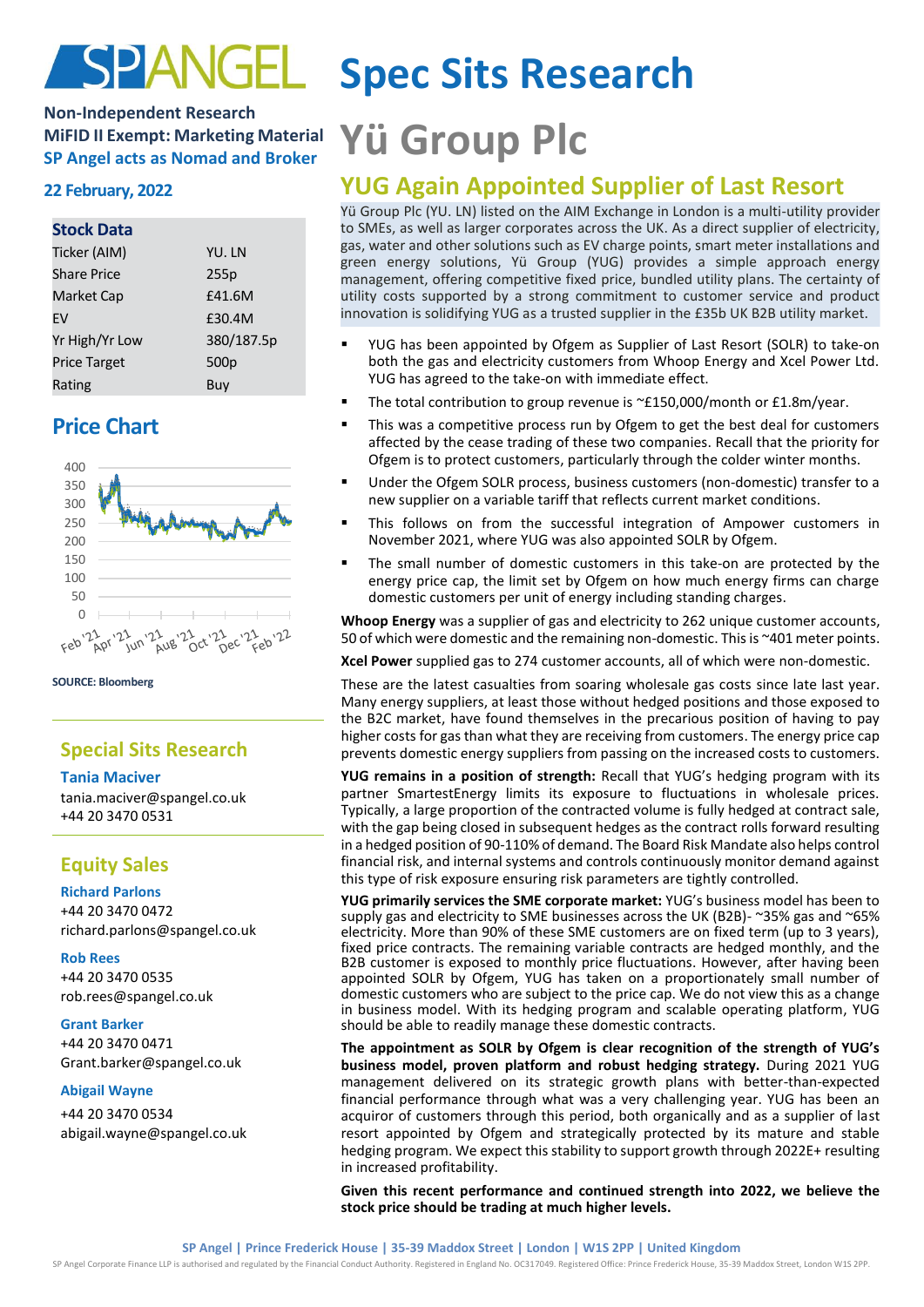# SPANGEL Spec Sits Research

**Non-Independent Research**
**MiFID II Exempt: Marketing Material**
**SP Angel acts as Nomad and Broker**

**22 February, 2022**

# Yü Group Plc

## YUG Again Appointed Supplier of Last Resort

Yü Group Plc (YU. LN) listed on the AIM Exchange in London is a multi-utility provider to SMEs, as well as larger corporates across the UK. As a direct supplier of electricity, gas, water and other solutions such as EV charge points, smart meter installations and green energy solutions, Yü Group (YUG) provides a simple approach energy management, offering competitive fixed price, bundled utility plans. The certainty of utility costs supported by a strong commitment to customer service and product innovation is solidifying YUG as a trusted supplier in the £35b UK B2B utility market.

### Stock Data

| | |
|---|---|
| Ticker (AIM) | YU. LN |
| Share Price | 255p |
| Market Cap | £41.6M |
| EV | £30.4M |
| Yr High/Yr Low | 380/187.5p |
| Price Target | 500p |
| Rating | Buy |

### Price Chart

SOURCE: Bloomberg

- YUG has been appointed by Ofgem as Supplier of Last Resort (SOLR) to take-on both the gas and electricity customers from Whoop Energy and Xcel Power Ltd. YUG has agreed to the take-on with immediate effect.
- The total contribution to group revenue is ~£150,000/month or £1.8m/year.
- This was a competitive process run by Ofgem to get the best deal for customers affected by the cease trading of these two companies. Recall that the priority for Ofgem is to protect customers, particularly through the colder winter months.
- Under the Ofgem SOLR process, business customers (non-domestic) transfer to a new supplier on a variable tariff that reflects current market conditions.
- This follows on from the successful integration of Ampower customers in November 2021, where YUG was also appointed SOLR by Ofgem.
- The small number of domestic customers in this take-on are protected by the energy price cap, the limit set by Ofgem on how much energy firms can charge domestic customers per unit of energy including standing charges.

**Whoop Energy** was a supplier of gas and electricity to 262 unique customer accounts, 50 of which were domestic and the remaining non-domestic. This is ~401 meter points.

**Xcel Power** supplied gas to 274 customer accounts, all of which were non-domestic.

These are the latest casualties from soaring wholesale gas costs since late last year. Many energy suppliers, at least those without hedged positions and those exposed to the B2C market, have found themselves in the precarious position of having to pay higher costs for gas than what they are receiving from customers. The energy price cap prevents domestic energy suppliers from passing on the increased costs to customers.

**YUG remains in a position of strength:** Recall that YUG's hedging program with its partner SmartestEnergy limits its exposure to fluctuations in wholesale prices. Typically, a large proportion of the contracted volume is fully hedged at contract sale, with the gap being closed in subsequent hedges as the contract rolls forward resulting in a hedged position of 90-110% of demand. The Board Risk Mandate also helps control financial risk, and internal systems and controls continuously monitor demand against this type of risk exposure ensuring risk parameters are tightly controlled.

**YUG primarily services the SME corporate market:** YUG's business model has been to supply gas and electricity to SME businesses across the UK (B2B)- ~35% gas and ~65% electricity. More than 90% of these SME customers are on fixed term (up to 3 years), fixed price contracts. The remaining variable contracts are hedged monthly, and the B2B customer is exposed to monthly price fluctuations. However, after having been appointed SOLR by Ofgem, YUG has taken on a proportionately small number of domestic customers who are subject to the price cap. We do not view this as a change in business model. With its hedging program and scalable operating platform, YUG should be able to readily manage these domestic contracts.

**The appointment as SOLR by Ofgem is clear recognition of the strength of YUG's business model, proven platform and robust hedging strategy.** During 2021 YUG management delivered on its strategic growth plans with better-than-expected financial performance through what was a very challenging year. YUG has been an acquiror of customers through this period, both organically and as a supplier of last resort appointed by Ofgem and strategically protected by its mature and stable hedging program. We expect this stability to support growth through 2022E+ resulting in increased profitability.

**Given this recent performance and continued strength into 2022, we believe the stock price should be trading at much higher levels.**

### Special Sits Research

**Tania Maciver**
tania.maciver@spangel.co.uk
+44 20 3470 0531

### Equity Sales

**Richard Parlons**
+44 20 3470 0472
richard.parlons@spangel.co.uk

**Rob Rees**
+44 20 3470 0535
rob.rees@spangel.co.uk

**Grant Barker**
+44 20 3470 0471
Grant.barker@spangel.co.uk

**Abigail Wayne**
+44 20 3470 0534
abigail.wayne@spangel.co.uk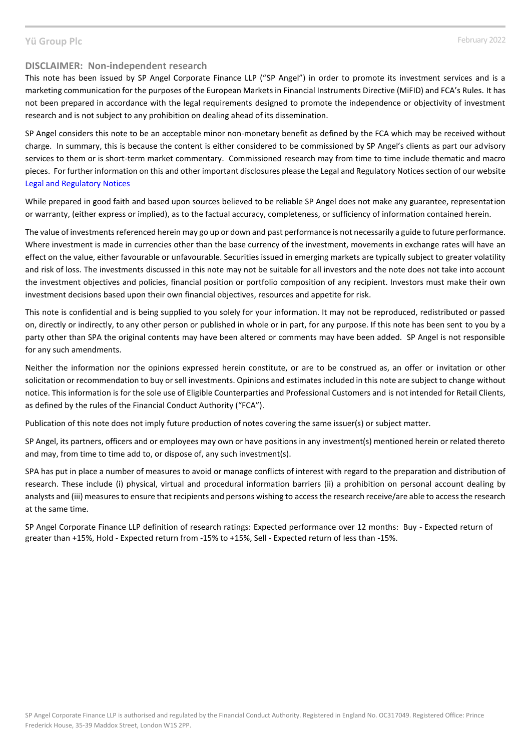## DISCLAIMER: Non-independent research

This note has been issued by SP Angel Corporate Finance LLP ("SP Angel") in order to promote its investment services and is a marketing communication for the purposes of the European Markets in Financial Instruments Directive (MiFID) and FCA's Rules. It has not been prepared in accordance with the legal requirements designed to promote the independence or objectivity of investment research and is not subject to any prohibition on dealing ahead of its dissemination.

SP Angel considers this note to be an acceptable minor non-monetary benefit as defined by the FCA which may be received without charge. In summary, this is because the content is either considered to be commissioned by SP Angel's clients as part our advisory services to them or is short-term market commentary. Commissioned research may from time to time include thematic and macro pieces. For further information on this and other important disclosures please the Legal and Regulatory Notices section of our website [Legal and Regulatory Notices]

While prepared in good faith and based upon sources believed to be reliable SP Angel does not make any guarantee, representation or warranty, (either express or implied), as to the factual accuracy, completeness, or sufficiency of information contained herein.

The value of investments referenced herein may go up or down and past performance is not necessarily a guide to future performance. Where investment is made in currencies other than the base currency of the investment, movements in exchange rates will have an effect on the value, either favourable or unfavourable. Securities issued in emerging markets are typically subject to greater volatility and risk of loss. The investments discussed in this note may not be suitable for all investors and the note does not take into account the investment objectives and policies, financial position or portfolio composition of any recipient. Investors must make their own investment decisions based upon their own financial objectives, resources and appetite for risk.

This note is confidential and is being supplied to you solely for your information. It may not be reproduced, redistributed or passed on, directly or indirectly, to any other person or published in whole or in part, for any purpose. If this note has been sent to you by a party other than SPA the original contents may have been altered or comments may have been added. SP Angel is not responsible for any such amendments.

Neither the information nor the opinions expressed herein constitute, or are to be construed as, an offer or invitation or other solicitation or recommendation to buy or sell investments. Opinions and estimates included in this note are subject to change without notice. This information is for the sole use of Eligible Counterparties and Professional Customers and is not intended for Retail Clients, as defined by the rules of the Financial Conduct Authority ("FCA").

Publication of this note does not imply future production of notes covering the same issuer(s) or subject matter.

SP Angel, its partners, officers and or employees may own or have positions in any investment(s) mentioned herein or related thereto and may, from time to time add to, or dispose of, any such investment(s).

SPA has put in place a number of measures to avoid or manage conflicts of interest with regard to the preparation and distribution of research. These include (i) physical, virtual and procedural information barriers (ii) a prohibition on personal account dealing by analysts and (iii) measures to ensure that recipients and persons wishing to access the research receive/are able to access the research at the same time.

SP Angel Corporate Finance LLP definition of research ratings: Expected performance over 12 months: Buy - Expected return of greater than +15%, Hold - Expected return from -15% to +15%, Sell - Expected return of less than -15%.

SP Angel Corporate Finance LLP is authorised and regulated by the Financial Conduct Authority. Registered in England No. OC317049. Registered Office: Prince Frederick House, 35-39 Maddox Street, London W1S 2PP.